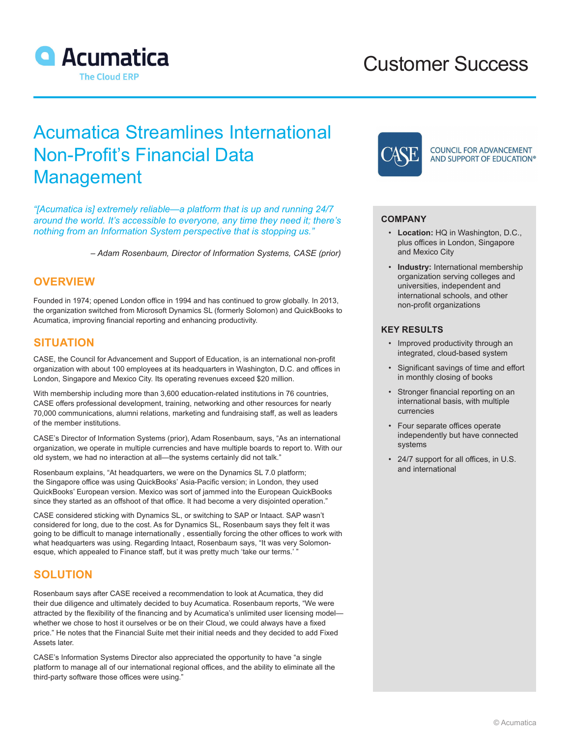Acumatica

The Cloud ERP

Customer Success

# Acumatica Streamlines International Non-Profit's Financial Data Management

*"[Acumatica is] extremely reliable—a platform that is up and running 24/7 around the world. It's accessible to everyone, any time they need it; there's nothing from an Information System perspective that is stopping us."*

*– Adam Rosenbaum, Director of Information Systems, CASE (prior)*

## OVERVIEW

Founded in 1974; opened London office in 1994 and has continued to grow globally. In 2013, the organization switched from Microsoft Dynamics SL (formerly Solomon) and QuickBooks to Acumatica, improving financial reporting and enhancing productivity.

## SITUATION

CASE, the Council for Advancement and Support of Education, is an international non-profit organization with about 100 employees at its headquarters in Washington, D.C. and offices in London, Singapore and Mexico City. Its operating revenues exceed $20 million.

With membership including more than 3,600 education-related institutions in 76 countries, CASE offers professional development, training, networking and other resources for nearly 70,000 communications, alumni relations, marketing and fundraising staff, as well as leaders of the member institutions.

CASE's Director of Information Systems (prior), Adam Rosenbaum, says, "As an international organization, we operate in multiple currencies and have multiple boards to report to. With our old system, we had no interaction at all—the systems certainly did not talk."

Rosenbaum explains, "At headquarters, we were on the Dynamics SL 7.0 platform; the Singapore office was using QuickBooks' Asia-Pacific version; in London, they used QuickBooks' European version. Mexico was sort of jammed into the European QuickBooks since they started as an offshoot of that office. It had become a very disjointed operation."

CASE considered sticking with Dynamics SL, or switching to SAP or Intaact. SAP wasn't considered for long, due to the cost. As for Dynamics SL, Rosenbaum says they felt it was going to be difficult to manage internationally , essentially forcing the other offices to work with what headquarters was using. Regarding Intaact, Rosenbaum says, "It was very Solomon-esque, which appealed to Finance staff, but it was pretty much 'take our terms.' "

## SOLUTION

Rosenbaum says after CASE received a recommendation to look at Acumatica, they did their due diligence and ultimately decided to buy Acumatica. Rosenbaum reports, "We were attracted by the flexibility of the financing and by Acumatica's unlimited user licensing model—whether we chose to host it ourselves or be on their Cloud, we could always have a fixed price." He notes that the Financial Suite met their initial needs and they decided to add Fixed Assets later.

CASE's Information Systems Director also appreciated the opportunity to have "a single platform to manage all of our international regional offices, and the ability to eliminate all the third-party software those offices were using."

CASE COUNCIL FOR ADVANCEMENT AND SUPPORT OF EDUCATION®

### COMPANY

- **Location:** HQ in Washington, D.C., plus offices in London, Singapore and Mexico City
- **Industry:** International membership organization serving colleges and universities, independent and international schools, and other non-profit organizations

### KEY RESULTS

- Improved productivity through an integrated, cloud-based system
- Significant savings of time and effort in monthly closing of books
- Stronger financial reporting on an international basis, with multiple currencies
- Four separate offices operate independently but have connected systems
- 24/7 support for all offices, in U.S. and international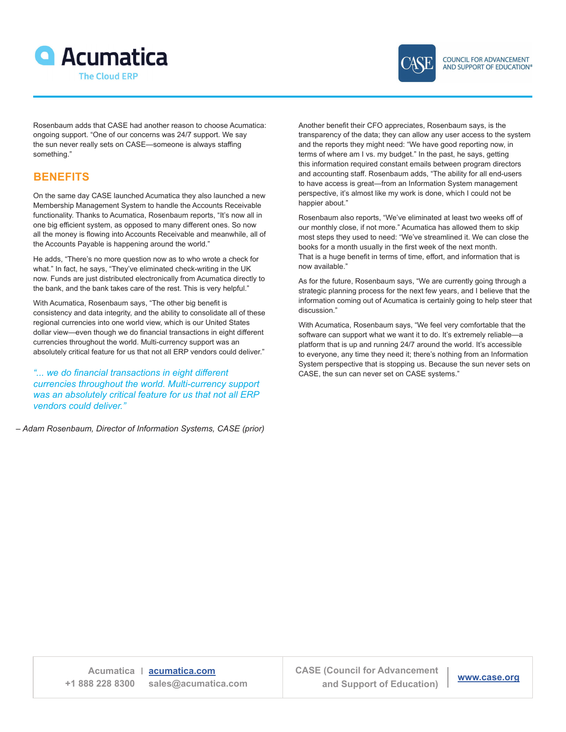Rosenbaum adds that CASE had another reason to choose Acumatica: ongoing support. "One of our concerns was 24/7 support. We say the sun never really sets on CASE—someone is always staffing something."

## BENEFITS

On the same day CASE launched Acumatica they also launched a new Membership Management System to handle the Accounts Receivable functionality. Thanks to Acumatica, Rosenbaum reports, "It's now all in one big efficient system, as opposed to many different ones. So now all the money is flowing into Accounts Receivable and meanwhile, all of the Accounts Payable is happening around the world."

He adds, "There's no more question now as to who wrote a check for what." In fact, he says, "They've eliminated check-writing in the UK now. Funds are just distributed electronically from Acumatica directly to the bank, and the bank takes care of the rest. This is very helpful."

With Acumatica, Rosenbaum says, "The other big benefit is consistency and data integrity, and the ability to consolidate all of these regional currencies into one world view, which is our United States dollar view—even though we do financial transactions in eight different currencies throughout the world. Multi-currency support was an absolutely critical feature for us that not all ERP vendors could deliver."

> *"... we do financial transactions in eight different currencies throughout the world. Multi-currency support was an absolutely critical feature for us that not all ERP vendors could deliver."*
>
> *– Adam Rosenbaum, Director of Information Systems, CASE (prior)*

Another benefit their CFO appreciates, Rosenbaum says, is the transparency of the data; they can allow any user access to the system and the reports they might need: "We have good reporting now, in terms of where am I vs. my budget." In the past, he says, getting this information required constant emails between program directors and accounting staff. Rosenbaum adds, "The ability for all end-users to have access is great—from an Information System management perspective, it's almost like my work is done, which I could not be happier about."

Rosenbaum also reports, "We've eliminated at least two weeks off of our monthly close, if not more." Acumatica has allowed them to skip most steps they used to need: "We've streamlined it. We can close the books for a month usually in the first week of the next month. That is a huge benefit in terms of time, effort, and information that is now available."

As for the future, Rosenbaum says, "We are currently going through a strategic planning process for the next few years, and I believe that the information coming out of Acumatica is certainly going to help steer that discussion."

With Acumatica, Rosenbaum says, "We feel very comfortable that the software can support what we want it to do. It's extremely reliable—a platform that is up and running 24/7 around the world. It's accessible to everyone, any time they need it; there's nothing from an Information System perspective that is stopping us. Because the sun never sets on CASE, the sun can never set on CASE systems."

Acumatica | acumatica.com
+1 888 228 8300 sales@acumatica.com

CASE (Council for Advancement and Support of Education) | www.case.org